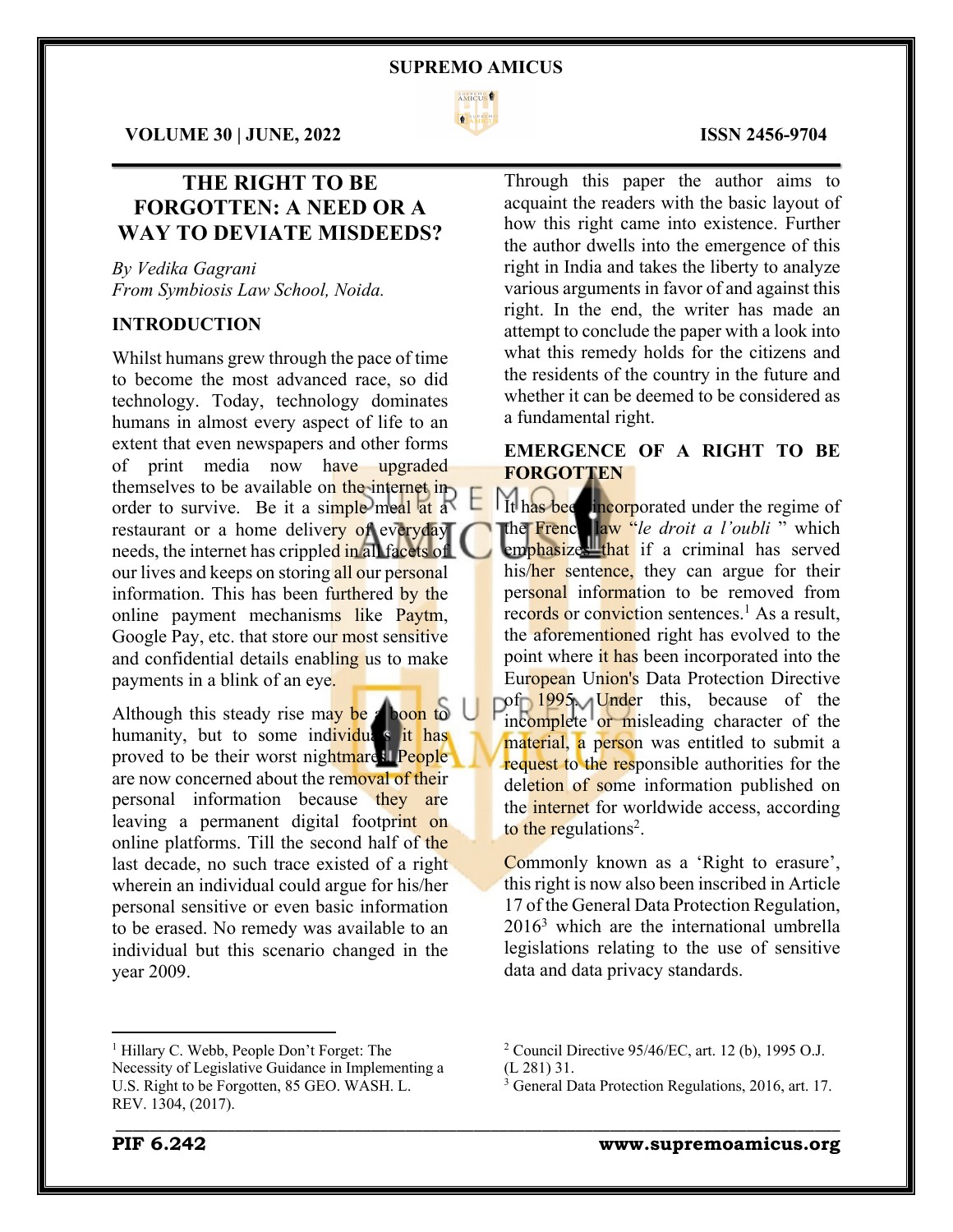# THE RIGHT TO BE FORGOTTEN: A NEED OR A WAY TO DEVIATE MISDEEDS?

*By Vedika Gagrani*
*From Symbiosis Law School, Noida.*

## INTRODUCTION

Whilst humans grew through the pace of time to become the most advanced race, so did technology. Today, technology dominates humans in almost every aspect of life to an extent that even newspapers and other forms of print media now have upgraded themselves to be available on the internet in order to survive. Be it a simple meal at a restaurant or a home delivery of everyday needs, the internet has crippled in all facets of our lives and keeps on storing all our personal information. This has been furthered by the online payment mechanisms like Paytm, Google Pay, etc. that store our most sensitive and confidential details enabling us to make payments in a blink of an eye.

Although this steady rise may be a boon to humanity, but to some individuals it has proved to be their worst nightmares! People are now concerned about the removal of their personal information because they are leaving a permanent digital footprint on online platforms. Till the second half of the last decade, no such trace existed of a right wherein an individual could argue for his/her personal sensitive or even basic information to be erased. No remedy was available to an individual but this scenario changed in the year 2009.

Through this paper the author aims to acquaint the readers with the basic layout of how this right came into existence. Further the author dwells into the emergence of this right in India and takes the liberty to analyze various arguments in favor of and against this right. In the end, the writer has made an attempt to conclude the paper with a look into what this remedy holds for the citizens and the residents of the country in the future and whether it can be deemed to be considered as a fundamental right.

## EMERGENCE OF A RIGHT TO BE FORGOTTEN

It has been incorporated under the regime of the French law "*le droit a l'oubli* " which emphasizes that if a criminal has served his/her sentence, they can argue for their personal information to be removed from records or conviction sentences.[1] As a result, the aforementioned right has evolved to the point where it has been incorporated into the European Union's Data Protection Directive of 1995. Under this, because of the incomplete or misleading character of the material, a person was entitled to submit a request to the responsible authorities for the deletion of some information published on the internet for worldwide access, according to the regulations[2].

Commonly known as a 'Right to erasure', this right is now also been inscribed in Article 17 of the General Data Protection Regulation, 2016[3] which are the international umbrella legislations relating to the use of sensitive data and data privacy standards.

---

[1] Hillary C. Webb, People Don't Forget: The Necessity of Legislative Guidance in Implementing a U.S. Right to be Forgotten, 85 GEO. WASH. L. REV. 1304, (2017).

[2] Council Directive 95/46/EC, art. 12 (b), 1995 O.J. (L 281) 31.

[3] General Data Protection Regulations, 2016, art. 17.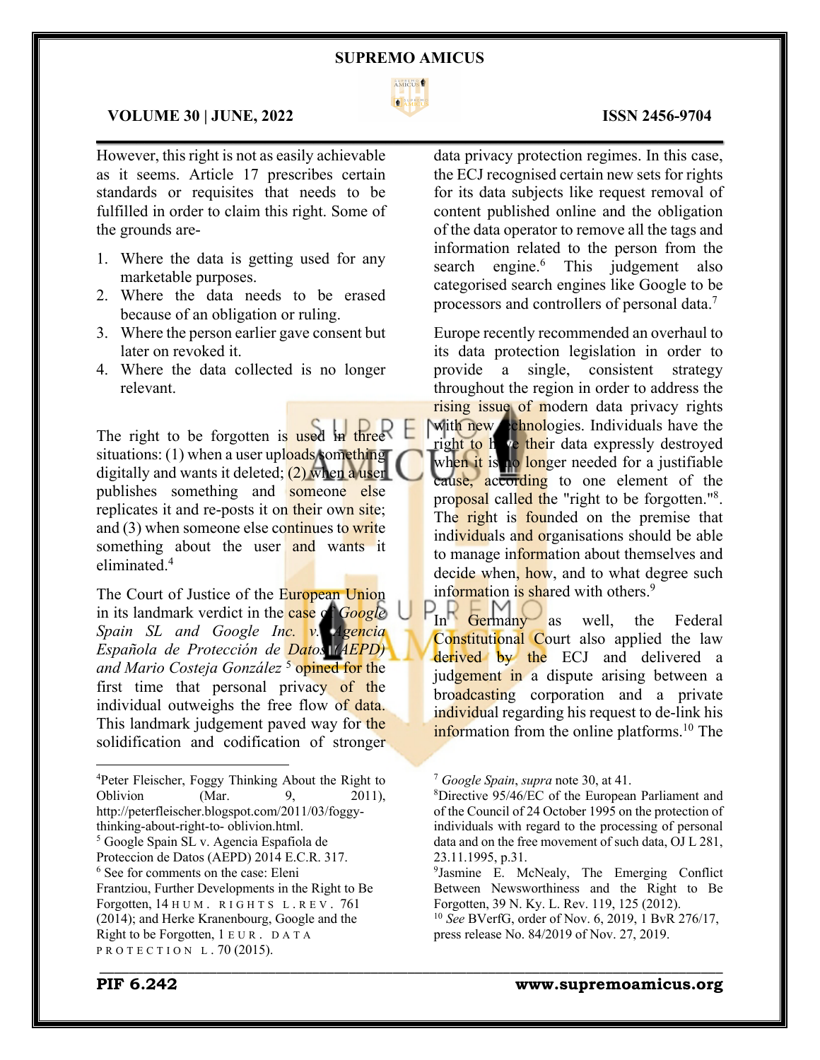However, this right is not as easily achievable as it seems. Article 17 prescribes certain standards or requisites that needs to be fulfilled in order to claim this right. Some of the grounds are-

1. Where the data is getting used for any marketable purposes.
2. Where the data needs to be erased because of an obligation or ruling.
3. Where the person earlier gave consent but later on revoked it.
4. Where the data collected is no longer relevant.

The right to be forgotten is used in three situations: (1) when a user uploads something digitally and wants it deleted; (2) when a user publishes something and someone else replicates it and re-posts it on their own site; and (3) when someone else continues to write something about the user and wants it eliminated.[4]

The Court of Justice of the European Union in its landmark verdict in the case of *Google Spain SL and Google Inc. v. Agencia Española de Protección de Datos (AEPD) and Mario Costeja González* [5] opined for the first time that personal privacy of the individual outweighs the free flow of data. This landmark judgement paved way for the solidification and codification of stronger data privacy protection regimes. In this case, the ECJ recognised certain new sets for rights for its data subjects like request removal of content published online and the obligation of the data operator to remove all the tags and information related to the person from the search engine.[6] This judgement also categorised search engines like Google to be processors and controllers of personal data.[7]

Europe recently recommended an overhaul to its data protection legislation in order to provide a single, consistent strategy throughout the region in order to address the rising issue of modern data privacy rights with new technologies. Individuals have the right to have their data expressly destroyed when it is no longer needed for a justifiable cause, according to one element of the proposal called the "right to be forgotten."[8]. The right is founded on the premise that individuals and organisations should be able to manage information about themselves and decide when, how, and to what degree such information is shared with others.[9]

In Germany as well, the Federal Constitutional Court also applied the law derived by the ECJ and delivered a judgement in a dispute arising between a broadcasting corporation and a private individual regarding his request to de-link his information from the online platforms.[10] The

---

[4] Peter Fleischer, Foggy Thinking About the Right to Oblivion (Mar. 9, 2011), http://peterfleischer.blogspot.com/2011/03/foggy-thinking-about-right-to- oblivion.html.

[5] Google Spain SL v. Agencia Espafiola de Proteccion de Datos (AEPD) 2014 E.C.R. 317.

[6] See for comments on the case: Eleni Frantziou, Further Developments in the Right to Be Forgotten, 14 HUM. RIGHTS L.REV. 761 (2014); and Herke Kranenbourg, Google and the Right to be Forgotten, 1 EUR. DATA PROTECTION L. 70 (2015).

[7] *Google Spain*, *supra* note 30, at 41.

[8] Directive 95/46/EC of the European Parliament and of the Council of 24 October 1995 on the protection of individuals with regard to the processing of personal data and on the free movement of such data, OJ L 281, 23.11.1995, p.31.

[9] Jasmine E. McNealy, The Emerging Conflict Between Newsworthiness and the Right to Be Forgotten, 39 N. Ky. L. Rev. 119, 125 (2012).

[10] *See* BVerfG, order of Nov. 6, 2019, 1 BvR 276/17, press release No. 84/2019 of Nov. 27, 2019.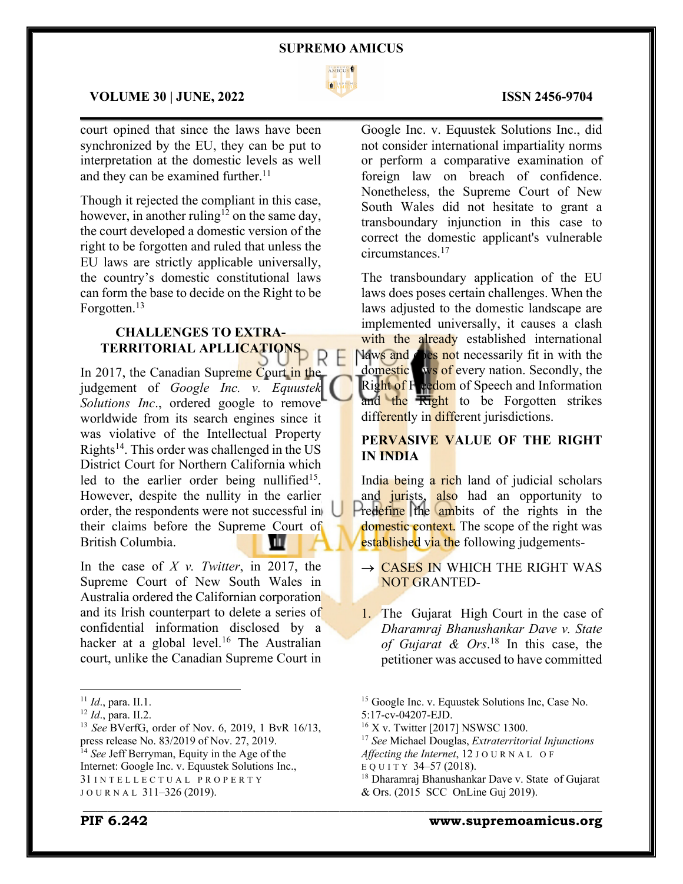court opined that since the laws have been synchronized by the EU, they can be put to interpretation at the domestic levels as well and they can be examined further.[11]

Though it rejected the compliant in this case, however, in another ruling[12] on the same day, the court developed a domestic version of the right to be forgotten and ruled that unless the EU laws are strictly applicable universally, the country's domestic constitutional laws can form the base to decide on the Right to be Forgotten.[13]

## CHALLENGES TO EXTRA-TERRITORIAL APLLICATIONS

In 2017, the Canadian Supreme Court in the judgement of *Google Inc. v. Equustek Solutions Inc*., ordered google to remove worldwide from its search engines since it was violative of the Intellectual Property Rights[14]. This order was challenged in the US District Court for Northern California which led to the earlier order being nullified[15]. However, despite the nullity in the earlier order, the respondents were not successful in their claims before the Supreme Court of British Columbia.

In the case of *X v. Twitter*, in 2017, the Supreme Court of New South Wales in Australia ordered the Californian corporation and its Irish counterpart to delete a series of confidential information disclosed by a hacker at a global level.[16] The Australian court, unlike the Canadian Supreme Court in Google Inc. v. Equustek Solutions Inc., did not consider international impartiality norms or perform a comparative examination of foreign law on breach of confidence. Nonetheless, the Supreme Court of New South Wales did not hesitate to grant a transboundary injunction in this case to correct the domestic applicant's vulnerable circumstances.[17]

The transboundary application of the EU laws does poses certain challenges. When the laws adjusted to the domestic landscape are implemented universally, it causes a clash with the already established international laws and does not necessarily fit in with the domestic laws of every nation. Secondly, the Right of Freedom of Speech and Information and the Right to be Forgotten strikes differently in different jurisdictions.

## PERVASIVE VALUE OF THE RIGHT IN INDIA

India being a rich land of judicial scholars and jurists, also had an opportunity to redefine the ambits of the rights in the domestic context. The scope of the right was established via the following judgements-

→ CASES IN WHICH THE RIGHT WAS NOT GRANTED-

1. The Gujarat High Court in the case of *Dharamraj Bhanushankar Dave v. State of Gujarat & Ors*.[18] In this case, the petitioner was accused to have committed

---

[11] *Id*., para. II.1.

[12] *Id*., para. II.2.

[13] *See* BVerfG, order of Nov. 6, 2019, 1 BvR 16/13, press release No. 83/2019 of Nov. 27, 2019.

[14] *See* Jeff Berryman, Equity in the Age of the Internet: Google Inc. v. Equustek Solutions Inc., 31 INTELLECTUAL PROPERTY JOURNAL 311–326 (2019).

[15] Google Inc. v. Equustek Solutions Inc, Case No. 5:17-cv-04207-EJD.

[16] X v. Twitter [2017] NSWSC 1300.

[17] *See* Michael Douglas, *Extraterritorial Injunctions Affecting the Internet*, 12 JOURNAL OF EQUITY 34–57 (2018).

[18] Dharamraj Bhanushankar Dave v. State of Gujarat & Ors. (2015 SCC OnLine Guj 2019).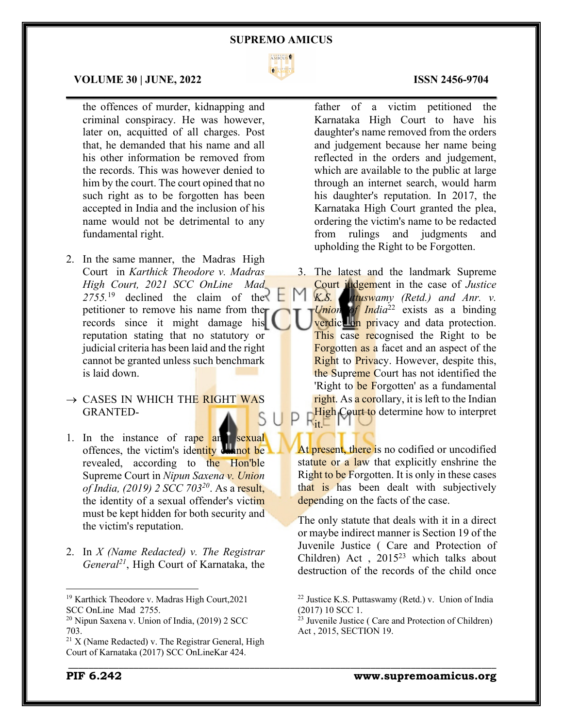the offences of murder, kidnapping and criminal conspiracy. He was however, later on, acquitted of all charges. Post that, he demanded that his name and all his other information be removed from the records. This was however denied to him by the court. The court opined that no such right as to be forgotten has been accepted in India and the inclusion of his name would not be detrimental to any fundamental right.

2. In the same manner, the Madras High Court in *Karthick Theodore v. Madras High Court, 2021 SCC OnLine Mad 2755.*[19] declined the claim of the petitioner to remove his name from the records since it might damage his reputation stating that no statutory or judicial criteria has been laid and the right cannot be granted unless such benchmark is laid down.

→ CASES IN WHICH THE RIGHT WAS GRANTED-

1. In the instance of rape and sexual offences, the victim's identity cannot be revealed, according to the Hon'ble Supreme Court in *Nipun Saxena v. Union of India, (2019) 2 SCC 703*[20]. As a result, the identity of a sexual offender's victim must be kept hidden for both security and the victim's reputation.

2. In *X (Name Redacted) v. The Registrar General*[21], High Court of Karnataka, the father of a victim petitioned the Karnataka High Court to have his daughter's name removed from the orders and judgement because her name being reflected in the orders and judgement, which are available to the public at large through an internet search, would harm his daughter's reputation. In 2017, the Karnataka High Court granted the plea, ordering the victim's name to be redacted from rulings and judgments and upholding the Right to be Forgotten.

3. The latest and the landmark Supreme Court judgement in the case of *Justice K.S. Puttuswamy (Retd.) and Anr. v. Union of India*[22] exists as a binding verdict on privacy and data protection. This case recognised the Right to be Forgotten as a facet and an aspect of the Right to Privacy. However, despite this, the Supreme Court has not identified the 'Right to be Forgotten' as a fundamental right. As a corollary, it is left to the Indian High Court to determine how to interpret it.

At present, there is no codified or uncodified statute or a law that explicitly enshrine the Right to be Forgotten. It is only in these cases that is has been dealt with subjectively depending on the facts of the case.

The only statute that deals with it in a direct or maybe indirect manner is Section 19 of the Juvenile Justice ( Care and Protection of Children) Act , 2015[23] which talks about destruction of the records of the child once

---

[19] Karthick Theodore v. Madras High Court,2021 SCC OnLine Mad 2755.

[20] Nipun Saxena v. Union of India, (2019) 2 SCC 703.

[21] X (Name Redacted) v. The Registrar General, High Court of Karnataka (2017) SCC OnLineKar 424.

[22] Justice K.S. Puttaswamy (Retd.) v. Union of India (2017) 10 SCC 1.

[23] Juvenile Justice ( Care and Protection of Children) Act , 2015, SECTION 19.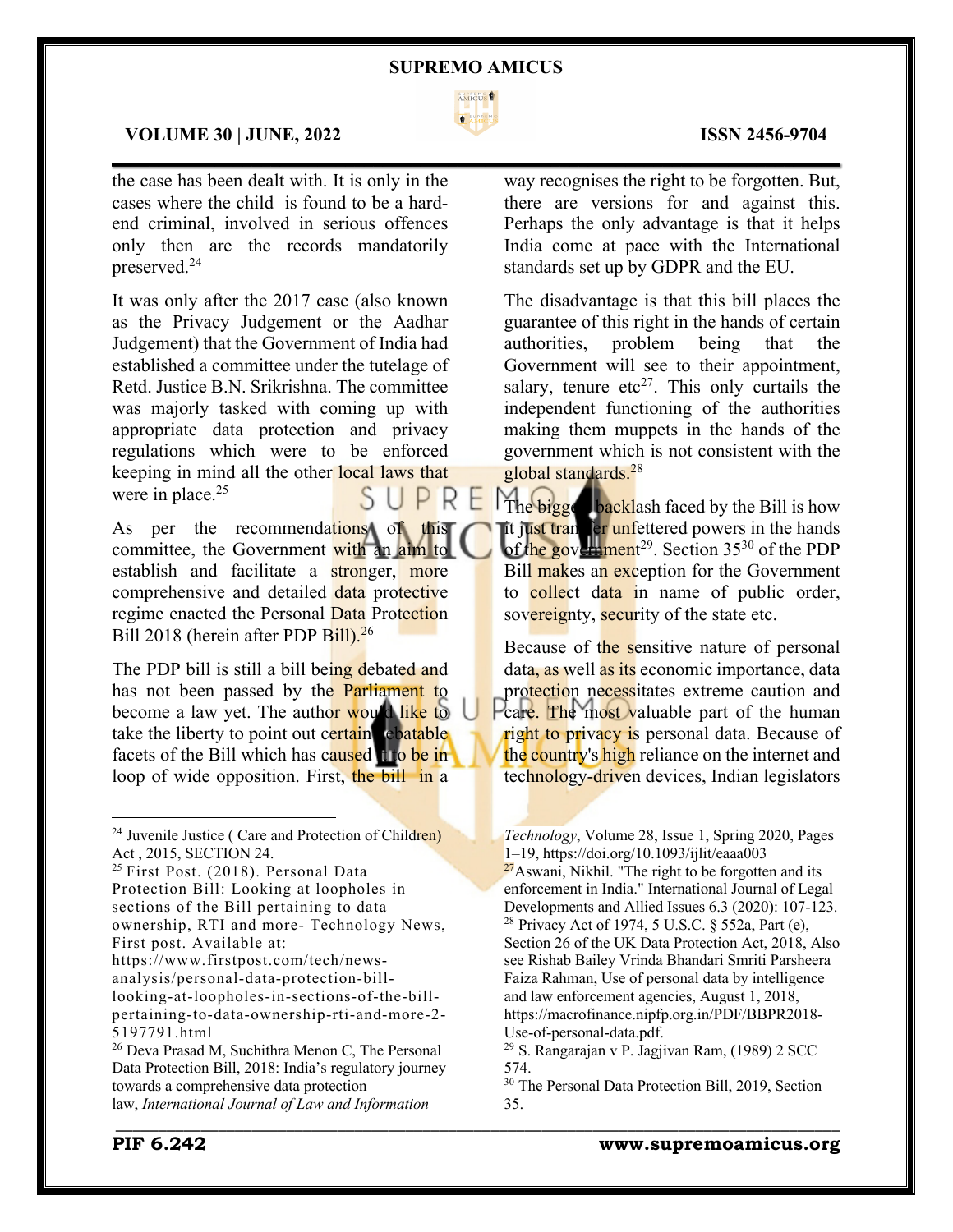the case has been dealt with. It is only in the cases where the child is found to be a hard-end criminal, involved in serious offences only then are the records mandatorily preserved.[24]

It was only after the 2017 case (also known as the Privacy Judgement or the Aadhar Judgement) that the Government of India had established a committee under the tutelage of Retd. Justice B.N. Srikrishna. The committee was majorly tasked with coming up with appropriate data protection and privacy regulations which were to be enforced keeping in mind all the other local laws that were in place.[25]

As per the recommendations of this committee, the Government with an aim to establish and facilitate a stronger, more comprehensive and detailed data protective regime enacted the Personal Data Protection Bill 2018 (herein after PDP Bill).[26]

The PDP bill is still a bill being debated and has not been passed by the Parliament to become a law yet. The author would like to take the liberty to point out certain debatable facets of the Bill which has caused it to be in loop of wide opposition. First, the bill in a way recognises the right to be forgotten. But, there are versions for and against this. Perhaps the only advantage is that it helps India come at pace with the International standards set up by GDPR and the EU.

The disadvantage is that this bill places the guarantee of this right in the hands of certain authorities, problem being that the Government will see to their appointment, salary, tenure etc[27]. This only curtails the independent functioning of the authorities making them muppets in the hands of the government which is not consistent with the global standards.[28]

The biggest backlash faced by the Bill is how it just transfer unfettered powers in the hands of the government[29]. Section 35[30] of the PDP Bill makes an exception for the Government to collect data in name of public order, sovereignty, security of the state etc.

Because of the sensitive nature of personal data, as well as its economic importance, data protection necessitates extreme caution and care. The most valuable part of the human right to privacy is personal data. Because of the country's high reliance on the internet and technology-driven devices, Indian legislators

---

[24] Juvenile Justice ( Care and Protection of Children) Act , 2015, SECTION 24.

[25] First Post. (2018). Personal Data Protection Bill: Looking at loopholes in sections of the Bill pertaining to data ownership, RTI and more- Technology News, First post. Available at: https://www.firstpost.com/tech/news-analysis/personal-data-protection-bill-looking-at-loopholes-in-sections-of-the-bill-pertaining-to-data-ownership-rti-and-more-2-5197791.html

[26] Deva Prasad M, Suchithra Menon C, The Personal Data Protection Bill, 2018: India's regulatory journey towards a comprehensive data protection law, *International Journal of Law and Information Technology*, Volume 28, Issue 1, Spring 2020, Pages 1–19, https://doi.org/10.1093/ijlit/eaaa003

[27] Aswani, Nikhil. "The right to be forgotten and its enforcement in India." International Journal of Legal Developments and Allied Issues 6.3 (2020): 107-123.

[28] Privacy Act of 1974, 5 U.S.C. § 552a, Part (e), Section 26 of the UK Data Protection Act, 2018, Also see Rishab Bailey Vrinda Bhandari Smriti Parsheera Faiza Rahman, Use of personal data by intelligence and law enforcement agencies, August 1, 2018, https://macrofinance.nipfp.org.in/PDF/BBPR2018-Use-of-personal-data.pdf.

[29] S. Rangarajan v P. Jagjivan Ram, (1989) 2 SCC 574.

[30] The Personal Data Protection Bill, 2019, Section 35.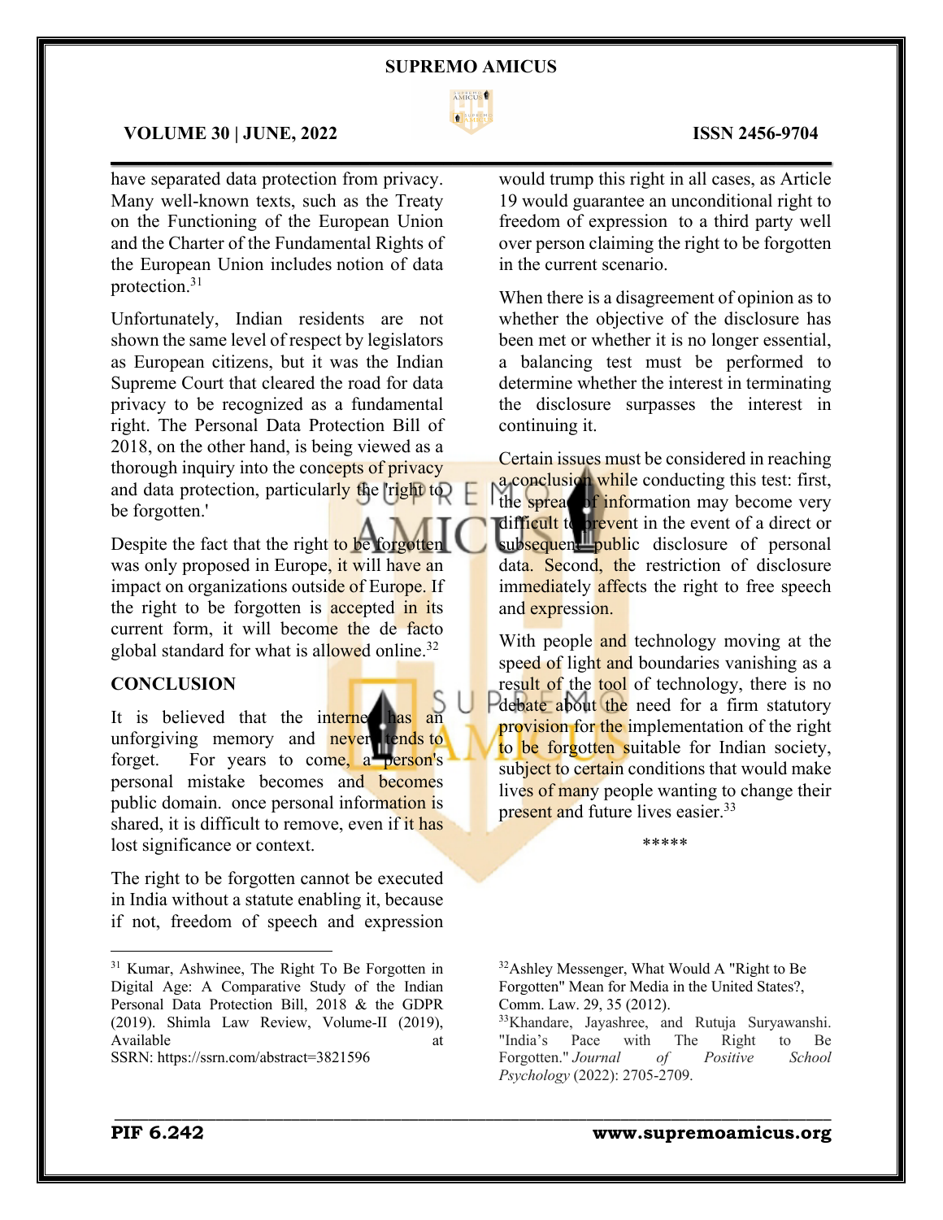have separated data protection from privacy. Many well-known texts, such as the Treaty on the Functioning of the European Union and the Charter of the Fundamental Rights of the European Union includes notion of data protection.[31]

Unfortunately, Indian residents are not shown the same level of respect by legislators as European citizens, but it was the Indian Supreme Court that cleared the road for data privacy to be recognized as a fundamental right. The Personal Data Protection Bill of 2018, on the other hand, is being viewed as a thorough inquiry into the concepts of privacy and data protection, particularly the 'right to be forgotten.'

Despite the fact that the right to be forgotten was only proposed in Europe, it will have an impact on organizations outside of Europe. If the right to be forgotten is accepted in its current form, it will become the de facto global standard for what is allowed online.[32]

## CONCLUSION

It is believed that the internet has an unforgiving memory and never tends to forget. For years to come, a person's personal mistake becomes and becomes public domain. once personal information is shared, it is difficult to remove, even if it has lost significance or context.

The right to be forgotten cannot be executed in India without a statute enabling it, because if not, freedom of speech and expression would trump this right in all cases, as Article 19 would guarantee an unconditional right to freedom of expression to a third party well over person claiming the right to be forgotten in the current scenario.

When there is a disagreement of opinion as to whether the objective of the disclosure has been met or whether it is no longer essential, a balancing test must be performed to determine whether the interest in terminating the disclosure surpasses the interest in continuing it.

Certain issues must be considered in reaching a conclusion while conducting this test: first, the spread of information may become very difficult to prevent in the event of a direct or subsequent public disclosure of personal data. Second, the restriction of disclosure immediately affects the right to free speech and expression.

With people and technology moving at the speed of light and boundaries vanishing as a result of the tool of technology, there is no debate about the need for a firm statutory provision for the implementation of the right to be forgotten suitable for Indian society, subject to certain conditions that would make lives of many people wanting to change their present and future lives easier.[33]

*****

---

[31] Kumar, Ashwinee, The Right To Be Forgotten in Digital Age: A Comparative Study of the Indian Personal Data Protection Bill, 2018 & the GDPR (2019). Shimla Law Review, Volume-II (2019), Available at SSRN: https://ssrn.com/abstract=3821596

[32] Ashley Messenger, What Would A "Right to Be Forgotten" Mean for Media in the United States?, Comm. Law. 29, 35 (2012).

[33] Khandare, Jayashree, and Rutuja Suryawanshi. "India's Pace with The Right to Be Forgotten." *Journal of Positive School Psychology* (2022): 2705-2709.